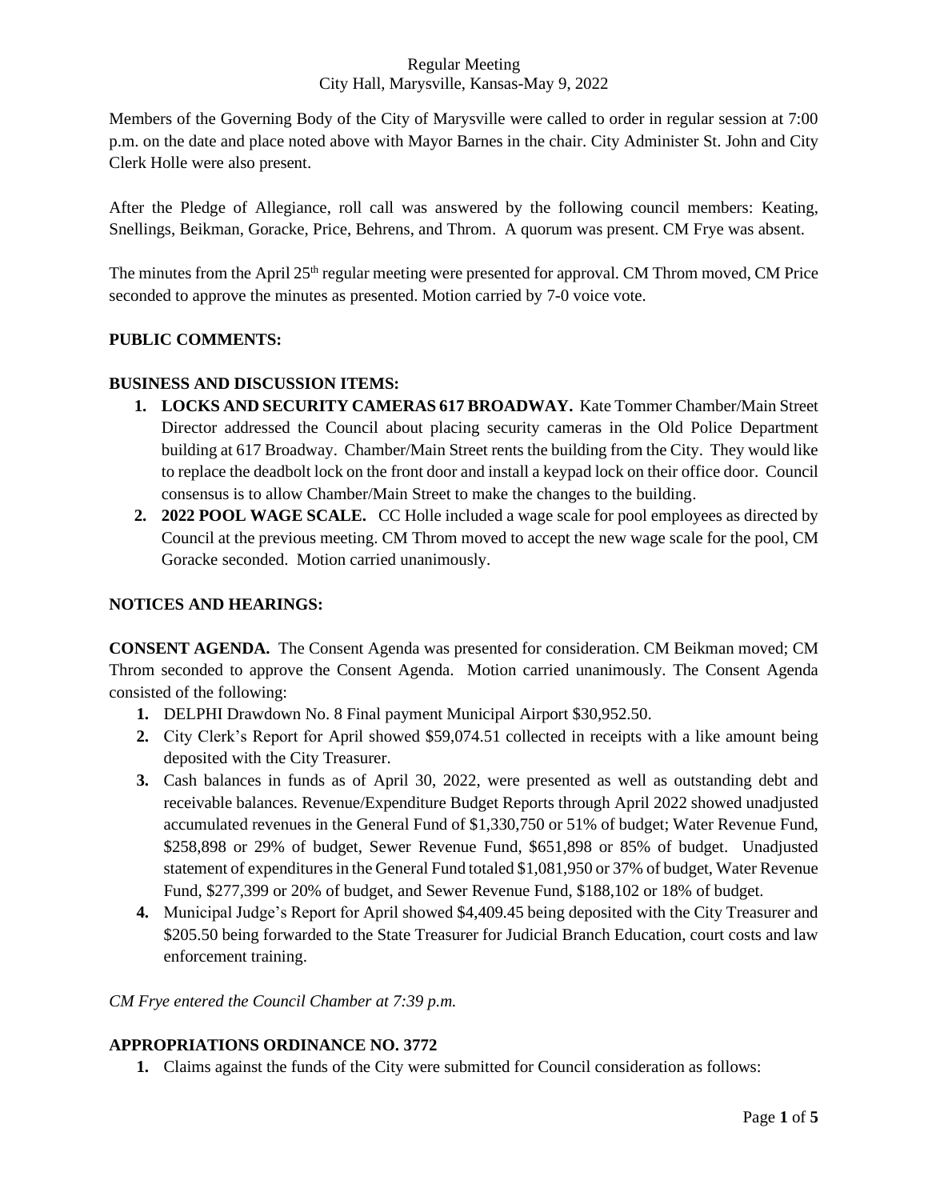Regular Meeting
City Hall, Marysville, Kansas-May 9, 2022

Members of the Governing Body of the City of Marysville were called to order in regular session at 7:00 p.m. on the date and place noted above with Mayor Barnes in the chair. City Administer St. John and City Clerk Holle were also present.

After the Pledge of Allegiance, roll call was answered by the following council members: Keating, Snellings, Beikman, Goracke, Price, Behrens, and Throm. A quorum was present. CM Frye was absent.

The minutes from the April 25th regular meeting were presented for approval. CM Throm moved, CM Price seconded to approve the minutes as presented. Motion carried by 7-0 voice vote.

**PUBLIC COMMENTS:**

**BUSINESS AND DISCUSSION ITEMS:**

1. **LOCKS AND SECURITY CAMERAS 617 BROADWAY.** Kate Tommer Chamber/Main Street Director addressed the Council about placing security cameras in the Old Police Department building at 617 Broadway. Chamber/Main Street rents the building from the City. They would like to replace the deadbolt lock on the front door and install a keypad lock on their office door. Council consensus is to allow Chamber/Main Street to make the changes to the building.
2. **2022 POOL WAGE SCALE.** CC Holle included a wage scale for pool employees as directed by Council at the previous meeting. CM Throm moved to accept the new wage scale for the pool, CM Goracke seconded. Motion carried unanimously.

**NOTICES AND HEARINGS:**

**CONSENT AGENDA.** The Consent Agenda was presented for consideration. CM Beikman moved; CM Throm seconded to approve the Consent Agenda. Motion carried unanimously. The Consent Agenda consisted of the following:

1. DELPHI Drawdown No. 8 Final payment Municipal Airport $30,952.50.
2. City Clerk's Report for April showed $59,074.51 collected in receipts with a like amount being deposited with the City Treasurer.
3. Cash balances in funds as of April 30, 2022, were presented as well as outstanding debt and receivable balances. Revenue/Expenditure Budget Reports through April 2022 showed unadjusted accumulated revenues in the General Fund of $1,330,750 or 51% of budget; Water Revenue Fund, $258,898 or 29% of budget, Sewer Revenue Fund, $651,898 or 85% of budget. Unadjusted statement of expenditures in the General Fund totaled $1,081,950 or 37% of budget, Water Revenue Fund, $277,399 or 20% of budget, and Sewer Revenue Fund, $188,102 or 18% of budget.
4. Municipal Judge's Report for April showed $4,409.45 being deposited with the City Treasurer and $205.50 being forwarded to the State Treasurer for Judicial Branch Education, court costs and law enforcement training.

*CM Frye entered the Council Chamber at 7:39 p.m.*

**APPROPRIATIONS ORDINANCE NO. 3772**

1. Claims against the funds of the City were submitted for Council consideration as follows: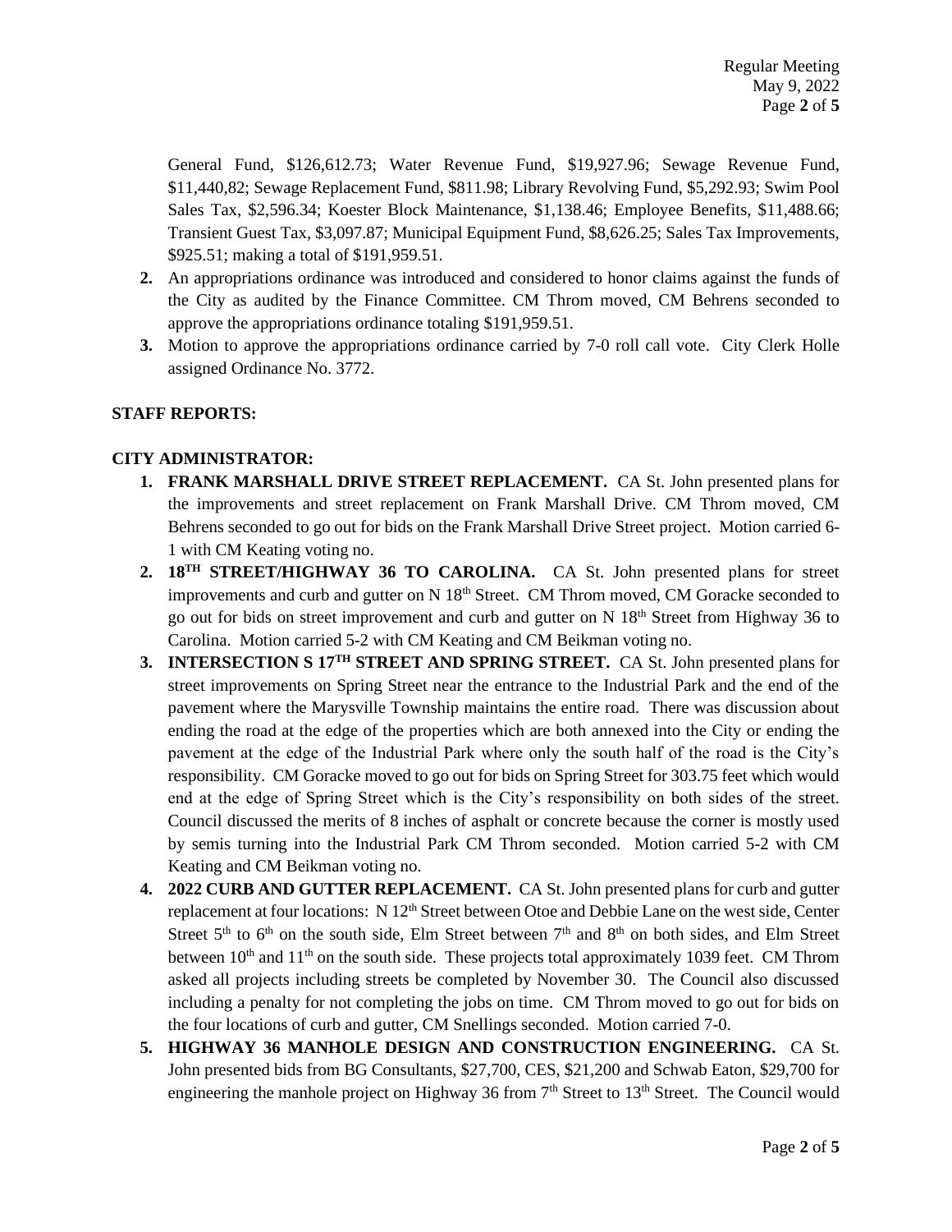General Fund, $126,612.73; Water Revenue Fund, $19,927.96; Sewage Revenue Fund, $11,440,82; Sewage Replacement Fund, $811.98; Library Revolving Fund, $5,292.93; Swim Pool Sales Tax, $2,596.34; Koester Block Maintenance, $1,138.46; Employee Benefits, $11,488.66; Transient Guest Tax, $3,097.87; Municipal Equipment Fund, $8,626.25; Sales Tax Improvements, $925.51; making a total of $191,959.51.

2. An appropriations ordinance was introduced and considered to honor claims against the funds of the City as audited by the Finance Committee. CM Throm moved, CM Behrens seconded to approve the appropriations ordinance totaling $191,959.51.
3. Motion to approve the appropriations ordinance carried by 7-0 roll call vote. City Clerk Holle assigned Ordinance No. 3772.

**STAFF REPORTS:**

**CITY ADMINISTRATOR:**

1. **FRANK MARSHALL DRIVE STREET REPLACEMENT.** CA St. John presented plans for the improvements and street replacement on Frank Marshall Drive. CM Throm moved, CM Behrens seconded to go out for bids on the Frank Marshall Drive Street project. Motion carried 6-1 with CM Keating voting no.
2. **18TH STREET/HIGHWAY 36 TO CAROLINA.** CA St. John presented plans for street improvements and curb and gutter on N 18th Street. CM Throm moved, CM Goracke seconded to go out for bids on street improvement and curb and gutter on N 18th Street from Highway 36 to Carolina. Motion carried 5-2 with CM Keating and CM Beikman voting no.
3. **INTERSECTION S 17TH STREET AND SPRING STREET.** CA St. John presented plans for street improvements on Spring Street near the entrance to the Industrial Park and the end of the pavement where the Marysville Township maintains the entire road. There was discussion about ending the road at the edge of the properties which are both annexed into the City or ending the pavement at the edge of the Industrial Park where only the south half of the road is the City's responsibility. CM Goracke moved to go out for bids on Spring Street for 303.75 feet which would end at the edge of Spring Street which is the City's responsibility on both sides of the street. Council discussed the merits of 8 inches of asphalt or concrete because the corner is mostly used by semis turning into the Industrial Park CM Throm seconded. Motion carried 5-2 with CM Keating and CM Beikman voting no.
4. **2022 CURB AND GUTTER REPLACEMENT.** CA St. John presented plans for curb and gutter replacement at four locations: N 12th Street between Otoe and Debbie Lane on the west side, Center Street 5th to 6th on the south side, Elm Street between 7th and 8th on both sides, and Elm Street between 10th and 11th on the south side. These projects total approximately 1039 feet. CM Throm asked all projects including streets be completed by November 30. The Council also discussed including a penalty for not completing the jobs on time. CM Throm moved to go out for bids on the four locations of curb and gutter, CM Snellings seconded. Motion carried 7-0.
5. **HIGHWAY 36 MANHOLE DESIGN AND CONSTRUCTION ENGINEERING.** CA St. John presented bids from BG Consultants, $27,700, CES, $21,200 and Schwab Eaton, $29,700 for engineering the manhole project on Highway 36 from 7th Street to 13th Street. The Council would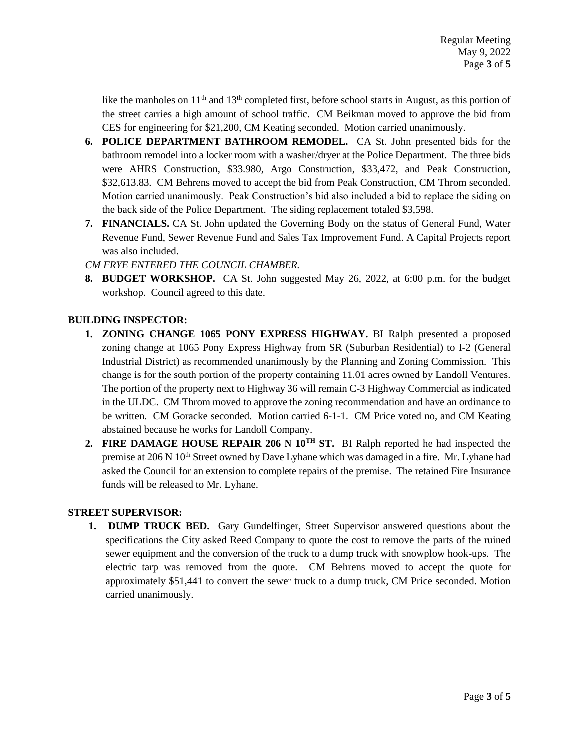like the manholes on 11th and 13th completed first, before school starts in August, as this portion of the street carries a high amount of school traffic. CM Beikman moved to approve the bid from CES for engineering for $21,200, CM Keating seconded. Motion carried unanimously.

6. **POLICE DEPARTMENT BATHROOM REMODEL.** CA St. John presented bids for the bathroom remodel into a locker room with a washer/dryer at the Police Department. The three bids were AHRS Construction, $33.980, Argo Construction, $33,472, and Peak Construction, $32,613.83. CM Behrens moved to accept the bid from Peak Construction, CM Throm seconded. Motion carried unanimously. Peak Construction's bid also included a bid to replace the siding on the back side of the Police Department. The siding replacement totaled $3,598.
7. **FINANCIALS.** CA St. John updated the Governing Body on the status of General Fund, Water Revenue Fund, Sewer Revenue Fund and Sales Tax Improvement Fund. A Capital Projects report was also included.

*CM FRYE ENTERED THE COUNCIL CHAMBER.*

8. **BUDGET WORKSHOP.** CA St. John suggested May 26, 2022, at 6:00 p.m. for the budget workshop. Council agreed to this date.

**BUILDING INSPECTOR:**

1. **ZONING CHANGE 1065 PONY EXPRESS HIGHWAY.** BI Ralph presented a proposed zoning change at 1065 Pony Express Highway from SR (Suburban Residential) to I-2 (General Industrial District) as recommended unanimously by the Planning and Zoning Commission. This change is for the south portion of the property containing 11.01 acres owned by Landoll Ventures. The portion of the property next to Highway 36 will remain C-3 Highway Commercial as indicated in the ULDC. CM Throm moved to approve the zoning recommendation and have an ordinance to be written. CM Goracke seconded. Motion carried 6-1-1. CM Price voted no, and CM Keating abstained because he works for Landoll Company.
2. **FIRE DAMAGE HOUSE REPAIR 206 N 10TH ST.** BI Ralph reported he had inspected the premise at 206 N 10th Street owned by Dave Lyhane which was damaged in a fire. Mr. Lyhane had asked the Council for an extension to complete repairs of the premise. The retained Fire Insurance funds will be released to Mr. Lyhane.

**STREET SUPERVISOR:**

1. **DUMP TRUCK BED.** Gary Gundelfinger, Street Supervisor answered questions about the specifications the City asked Reed Company to quote the cost to remove the parts of the ruined sewer equipment and the conversion of the truck to a dump truck with snowplow hook-ups. The electric tarp was removed from the quote. CM Behrens moved to accept the quote for approximately $51,441 to convert the sewer truck to a dump truck, CM Price seconded. Motion carried unanimously.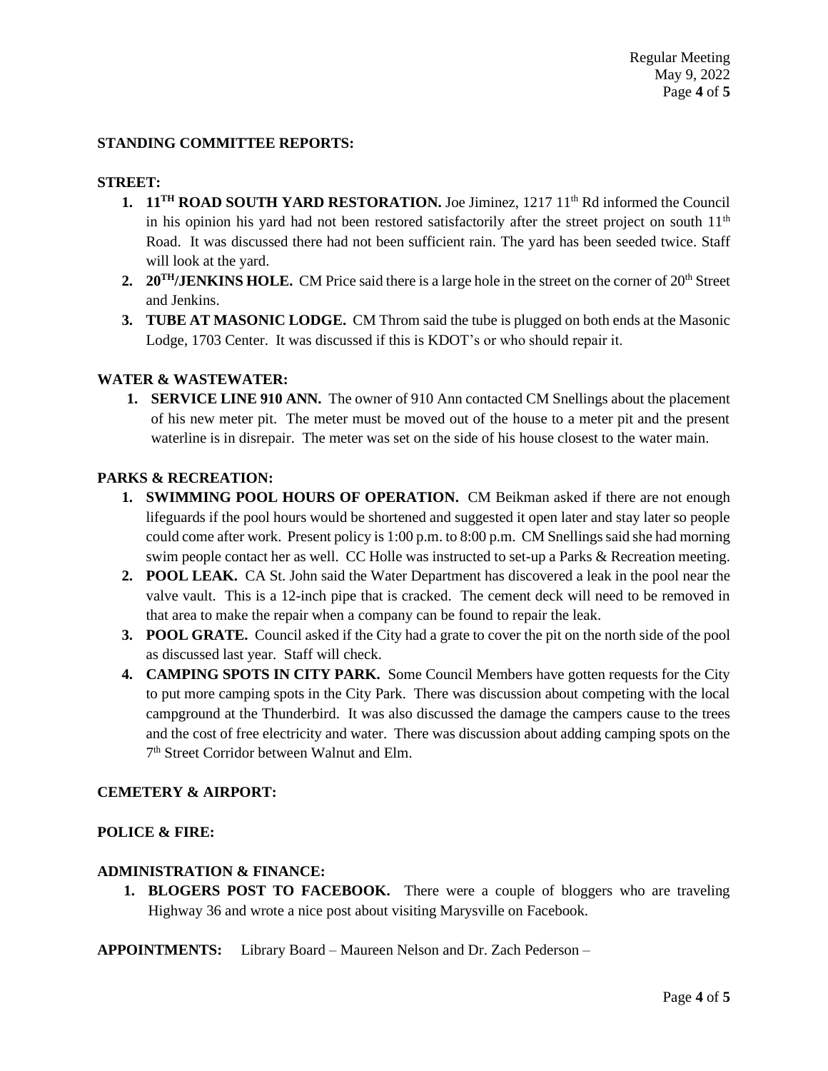**STANDING COMMITTEE REPORTS:**

**STREET:**

1. **11TH ROAD SOUTH YARD RESTORATION.** Joe Jiminez, 1217 11th Rd informed the Council in his opinion his yard had not been restored satisfactorily after the street project on south 11th Road. It was discussed there had not been sufficient rain. The yard has been seeded twice. Staff will look at the yard.
2. **20TH/JENKINS HOLE.** CM Price said there is a large hole in the street on the corner of 20th Street and Jenkins.
3. **TUBE AT MASONIC LODGE.** CM Throm said the tube is plugged on both ends at the Masonic Lodge, 1703 Center. It was discussed if this is KDOT's or who should repair it.

**WATER & WASTEWATER:**

1. **SERVICE LINE 910 ANN.** The owner of 910 Ann contacted CM Snellings about the placement of his new meter pit. The meter must be moved out of the house to a meter pit and the present waterline is in disrepair. The meter was set on the side of his house closest to the water main.

**PARKS & RECREATION:**

1. **SWIMMING POOL HOURS OF OPERATION.** CM Beikman asked if there are not enough lifeguards if the pool hours would be shortened and suggested it open later and stay later so people could come after work. Present policy is 1:00 p.m. to 8:00 p.m. CM Snellings said she had morning swim people contact her as well. CC Holle was instructed to set-up a Parks & Recreation meeting.
2. **POOL LEAK.** CA St. John said the Water Department has discovered a leak in the pool near the valve vault. This is a 12-inch pipe that is cracked. The cement deck will need to be removed in that area to make the repair when a company can be found to repair the leak.
3. **POOL GRATE.** Council asked if the City had a grate to cover the pit on the north side of the pool as discussed last year. Staff will check.
4. **CAMPING SPOTS IN CITY PARK.** Some Council Members have gotten requests for the City to put more camping spots in the City Park. There was discussion about competing with the local campground at the Thunderbird. It was also discussed the damage the campers cause to the trees and the cost of free electricity and water. There was discussion about adding camping spots on the 7th Street Corridor between Walnut and Elm.

**CEMETERY & AIRPORT:**

**POLICE & FIRE:**

**ADMINISTRATION & FINANCE:**

1. **BLOGERS POST TO FACEBOOK.** There were a couple of bloggers who are traveling Highway 36 and wrote a nice post about visiting Marysville on Facebook.

**APPOINTMENTS:** Library Board – Maureen Nelson and Dr. Zach Pederson –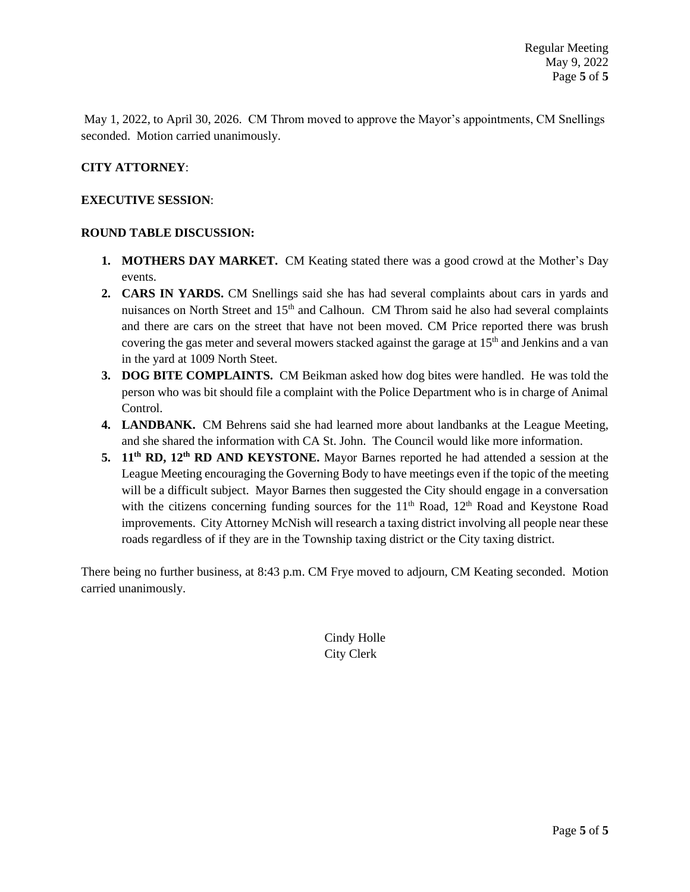May 1, 2022, to April 30, 2026. CM Throm moved to approve the Mayor's appointments, CM Snellings seconded. Motion carried unanimously.

**CITY ATTORNEY**:

**EXECUTIVE SESSION**:

**ROUND TABLE DISCUSSION:**

1. **MOTHERS DAY MARKET.** CM Keating stated there was a good crowd at the Mother's Day events.
2. **CARS IN YARDS.** CM Snellings said she has had several complaints about cars in yards and nuisances on North Street and 15th and Calhoun. CM Throm said he also had several complaints and there are cars on the street that have not been moved. CM Price reported there was brush covering the gas meter and several mowers stacked against the garage at 15th and Jenkins and a van in the yard at 1009 North Steet.
3. **DOG BITE COMPLAINTS.** CM Beikman asked how dog bites were handled. He was told the person who was bit should file a complaint with the Police Department who is in charge of Animal Control.
4. **LANDBANK.** CM Behrens said she had learned more about landbanks at the League Meeting, and she shared the information with CA St. John. The Council would like more information.
5. **11th RD, 12th RD AND KEYSTONE.** Mayor Barnes reported he had attended a session at the League Meeting encouraging the Governing Body to have meetings even if the topic of the meeting will be a difficult subject. Mayor Barnes then suggested the City should engage in a conversation with the citizens concerning funding sources for the 11th Road, 12th Road and Keystone Road improvements. City Attorney McNish will research a taxing district involving all people near these roads regardless of if they are in the Township taxing district or the City taxing district.

There being no further business, at 8:43 p.m. CM Frye moved to adjourn, CM Keating seconded. Motion carried unanimously.

Cindy Holle
City Clerk